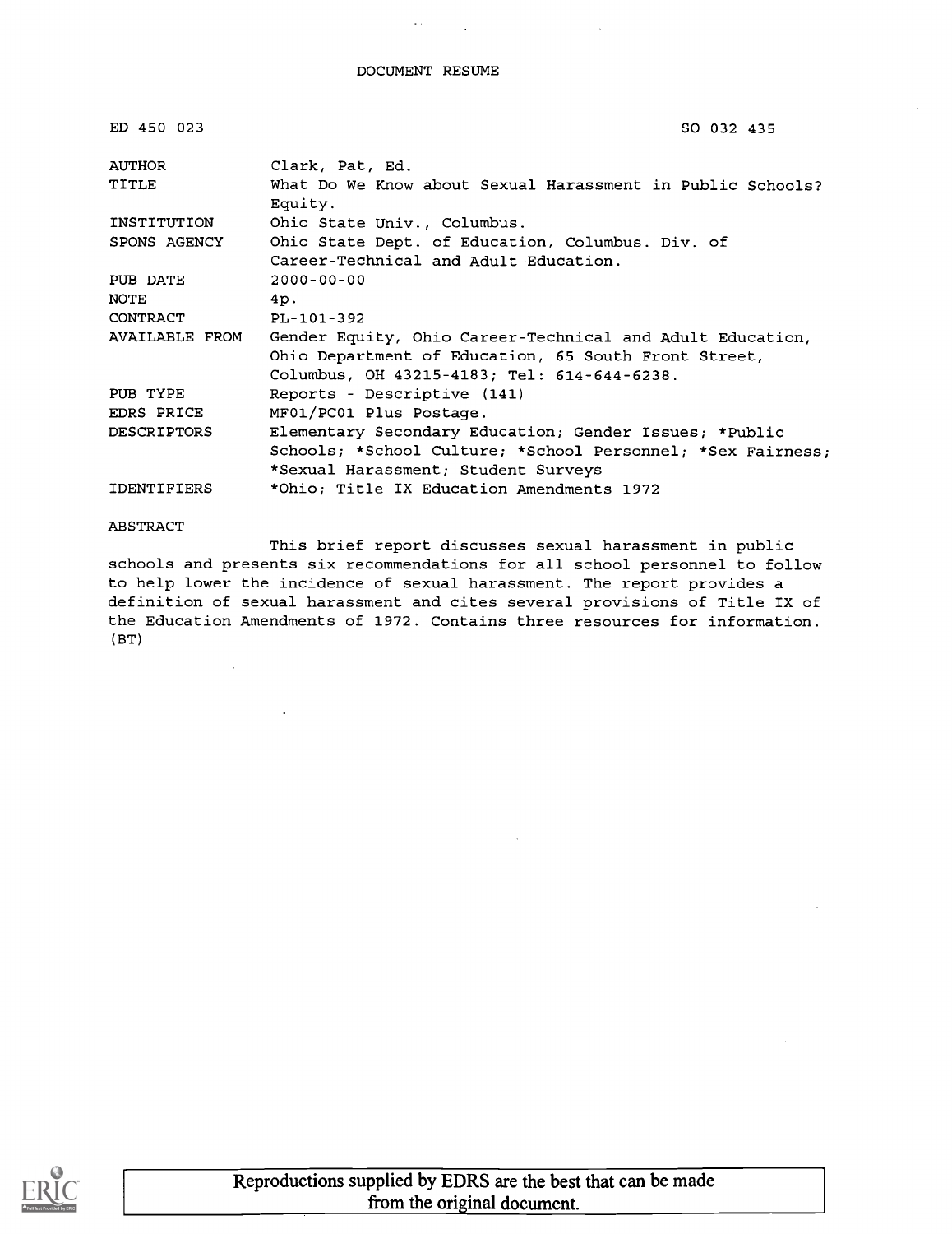# DOCUMENT RESUME

| | |
|---|---|
| ED 450 023 | SO 032 435 |
| AUTHOR | Clark, Pat, Ed. |
| TITLE | What Do We Know about Sexual Harassment in Public Schools? Equity. |
| INSTITUTION | Ohio State Univ., Columbus. |
| SPONS AGENCY | Ohio State Dept. of Education, Columbus. Div. of Career-Technical and Adult Education. |
| PUB DATE | 2000-00-00 |
| NOTE | 4p. |
| CONTRACT | PL-101-392 |
| AVAILABLE FROM | Gender Equity, Ohio Career-Technical and Adult Education, Ohio Department of Education, 65 South Front Street, Columbus, OH 43215-4183; Tel: 614-644-6238. |
| PUB TYPE | Reports - Descriptive (141) |
| EDRS PRICE | MF01/PC01 Plus Postage. |
| DESCRIPTORS | Elementary Secondary Education; Gender Issues; *Public Schools; *School Culture; *School Personnel; *Sex Fairness; *Sexual Harassment; Student Surveys |
| IDENTIFIERS | *Ohio; Title IX Education Amendments 1972 |

ABSTRACT

This brief report discusses sexual harassment in public schools and presents six recommendations for all school personnel to follow to help lower the incidence of sexual harassment. The report provides a definition of sexual harassment and cites several provisions of Title IX of the Education Amendments of 1972. Contains three resources for information. (BT)

Reproductions supplied by EDRS are the best that can be made from the original document.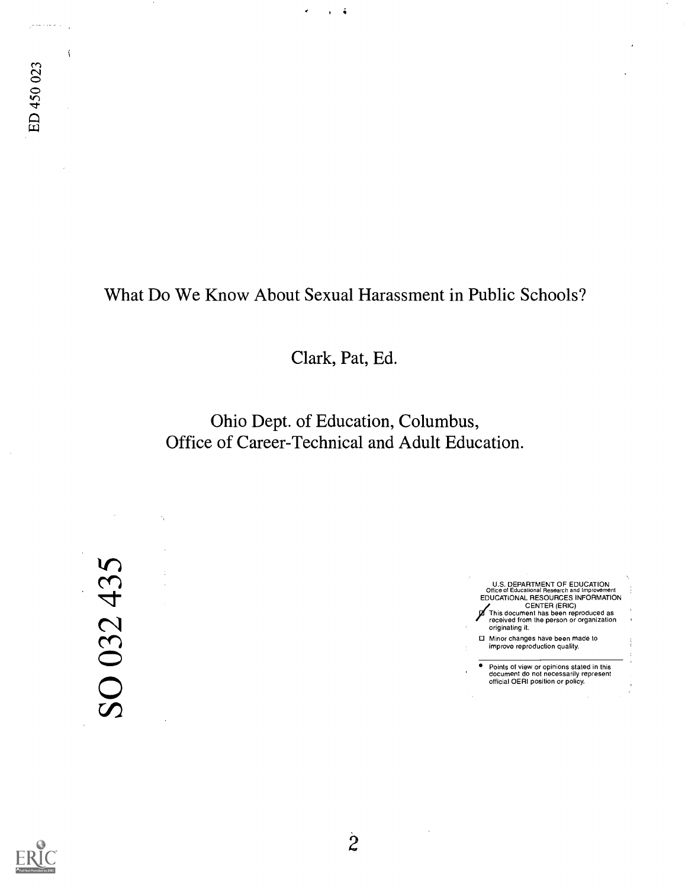ED 450 023

# What Do We Know About Sexual Harassment in Public Schools?

Clark, Pat, Ed.

Ohio Dept. of Education, Columbus,
Office of Career-Technical and Adult Education.

SO 032 435

U.S. DEPARTMENT OF EDUCATION
Office of Educational Research and Improvement
EDUCATIONAL RESOURCES INFORMATION CENTER (ERIC)

- [x] This document has been reproduced as received from the person or organization originating it.
- [ ] Minor changes have been made to improve reproduction quality.

- Points of view or opinions stated in this document do not necessarily represent official OERI position or policy.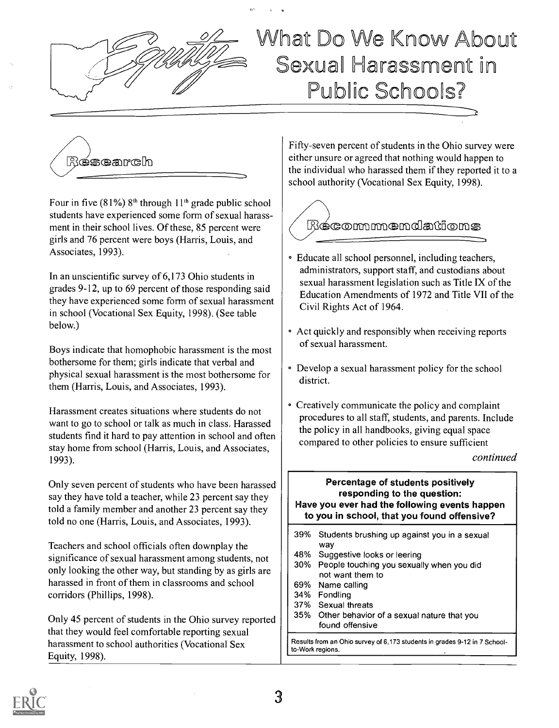# What Do We Know About Sexual Harassment in Public Schools?

## Research

Four in five (81%) 8th through 11th grade public school students have experienced some form of sexual harassment in their school lives. Of these, 85 percent were girls and 76 percent were boys (Harris, Louis, and Associates, 1993).

In an unscientific survey of 6,173 Ohio students in grades 9-12, up to 69 percent of those responding said they have experienced some form of sexual harassment in school (Vocational Sex Equity, 1998). (See table below.)

Boys indicate that homophobic harassment is the most bothersome for them; girls indicate that verbal and physical sexual harassment is the most bothersome for them (Harris, Louis, and Associates, 1993).

Harassment creates situations where students do not want to go to school or talk as much in class. Harassed students find it hard to pay attention in school and often stay home from school (Harris, Louis, and Associates, 1993).

Only seven percent of students who have been harassed say they have told a teacher, while 23 percent say they told a family member and another 23 percent say they told no one (Harris, Louis, and Associates, 1993).

Teachers and school officials often downplay the significance of sexual harassment among students, not only looking the other way, but standing by as girls are harassed in front of them in classrooms and school corridors (Phillips, 1998).

Only 45 percent of students in the Ohio survey reported that they would feel comfortable reporting sexual harassment to school authorities (Vocational Sex Equity, 1998).

Fifty-seven percent of students in the Ohio survey were either unsure or agreed that nothing would happen to the individual who harassed them if they reported it to a school authority (Vocational Sex Equity, 1998).

## Recommendations

- Educate all school personnel, including teachers, administrators, support staff, and custodians about sexual harassment legislation such as Title IX of the Education Amendments of 1972 and Title VII of the Civil Rights Act of 1964.
- Act quickly and responsibly when receiving reports of sexual harassment.
- Develop a sexual harassment policy for the school district.
- Creatively communicate the policy and complaint procedures to all staff, students, and parents. Include the policy in all handbooks, giving equal space compared to other policies to ensure sufficient

*continued*

**Percentage of students positively responding to the question: Have you ever had the following events happen to you in school, that you found offensive?**

| % | Event |
|---|---|
| 39% | Students brushing up against you in a sexual way |
| 48% | Suggestive looks or leering |
| 30% | People touching you sexually when you did not want them to |
| 69% | Name calling |
| 34% | Fondling |
| 37% | Sexual threats |
| 35% | Other behavior of a sexual nature that you found offensive |

Results from an Ohio survey of 6,173 students in grades 9-12 in 7 School-to-Work regions.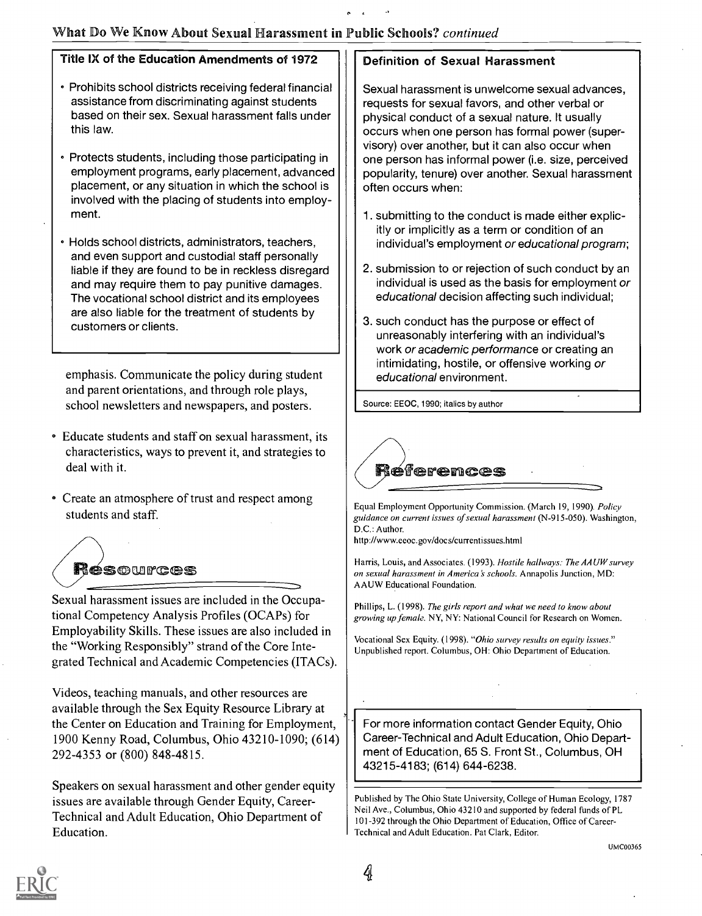### Title IX of the Education Amendments of 1972

- Prohibits school districts receiving federal financial assistance from discriminating against students based on their sex. Sexual harassment falls under this law.
- Protects students, including those participating in employment programs, early placement, advanced placement, or any situation in which the school is involved with the placing of students into employment.
- Holds school districts, administrators, teachers, and even support and custodial staff personally liable if they are found to be in reckless disregard and may require them to pay punitive damages. The vocational school district and its employees are also liable for the treatment of students by customers or clients.

emphasis. Communicate the policy during student and parent orientations, and through role plays, school newsletters and newspapers, and posters.

- Educate students and staff on sexual harassment, its characteristics, ways to prevent it, and strategies to deal with it.
- Create an atmosphere of trust and respect among students and staff.

## Resources

Sexual harassment issues are included in the Occupational Competency Analysis Profiles (OCAPs) for Employability Skills. These issues are also included in the "Working Responsibly" strand of the Core Integrated Technical and Academic Competencies (ITACs).

Videos, teaching manuals, and other resources are available through the Sex Equity Resource Library at the Center on Education and Training for Employment, 1900 Kenny Road, Columbus, Ohio 43210-1090; (614) 292-4353 or (800) 848-4815.

Speakers on sexual harassment and other gender equity issues are available through Gender Equity, Career-Technical and Adult Education, Ohio Department of Education.

### Definition of Sexual Harassment

Sexual harassment is unwelcome sexual advances, requests for sexual favors, and other verbal or physical conduct of a sexual nature. It usually occurs when one person has formal power (supervisory) over another, but it can also occur when one person has informal power (i.e. size, perceived popularity, tenure) over another. Sexual harassment often occurs when:

1. submitting to the conduct is made either explicitly or implicitly as a term or condition of an individual's employment *or educational program*;
2. submission to or rejection of such conduct by an individual is used as the basis for employment *or educational* decision affecting such individual;
3. such conduct has the purpose or effect of unreasonably interfering with an individual's work *or academic performance* or creating an intimidating, hostile, or offensive working *or educational* environment.

Source: EEOC, 1990; italics by author

## References

Equal Employment Opportunity Commission. (March 19, 1990). *Policy guidance on current issues of sexual harassment* (N-915-050). Washington, D.C.: Author. http://www.eeoc.gov/docs/currentissues.html

Harris, Louis, and Associates. (1993). *Hostile hallways: The AAUW survey on sexual harassment in America's schools.* Annapolis Junction, MD: AAUW Educational Foundation.

Phillips, L. (1998). *The girls report and what we need to know about growing up female.* NY, NY: National Council for Research on Women.

Vocational Sex Equity. (1998). "*Ohio survey results on equity issues.*" Unpublished report. Columbus, OH: Ohio Department of Education.

For more information contact Gender Equity, Ohio Career-Technical and Adult Education, Ohio Department of Education, 65 S. Front St., Columbus, OH 43215-4183; (614) 644-6238.

Published by The Ohio State University, College of Human Ecology, 1787 Neil Ave., Columbus, Ohio 43210 and supported by federal funds of PL 101-392 through the Ohio Department of Education, Office of Career-Technical and Adult Education. Pat Clark, Editor.

UMC00365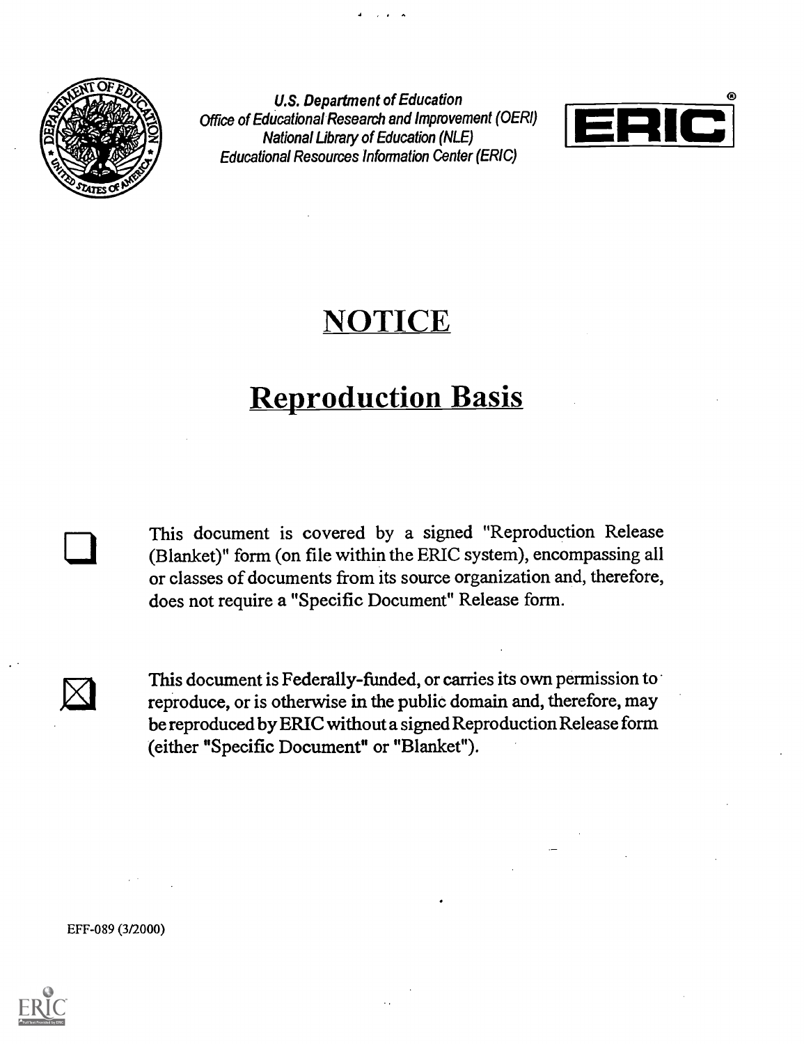U.S. Department of Education
Office of Educational Research and Improvement (OERI)
National Library of Education (NLE)
Educational Resources Information Center (ERIC)

ERIC®

# NOTICE

# Reproduction Basis

☐ This document is covered by a signed "Reproduction Release (Blanket)" form (on file within the ERIC system), encompassing all or classes of documents from its source organization and, therefore, does not require a "Specific Document" Release form.

☒ This document is Federally-funded, or carries its own permission to reproduce, or is otherwise in the public domain and, therefore, may be reproduced by ERIC without a signed Reproduction Release form (either "Specific Document" or "Blanket").

EFF-089 (3/2000)